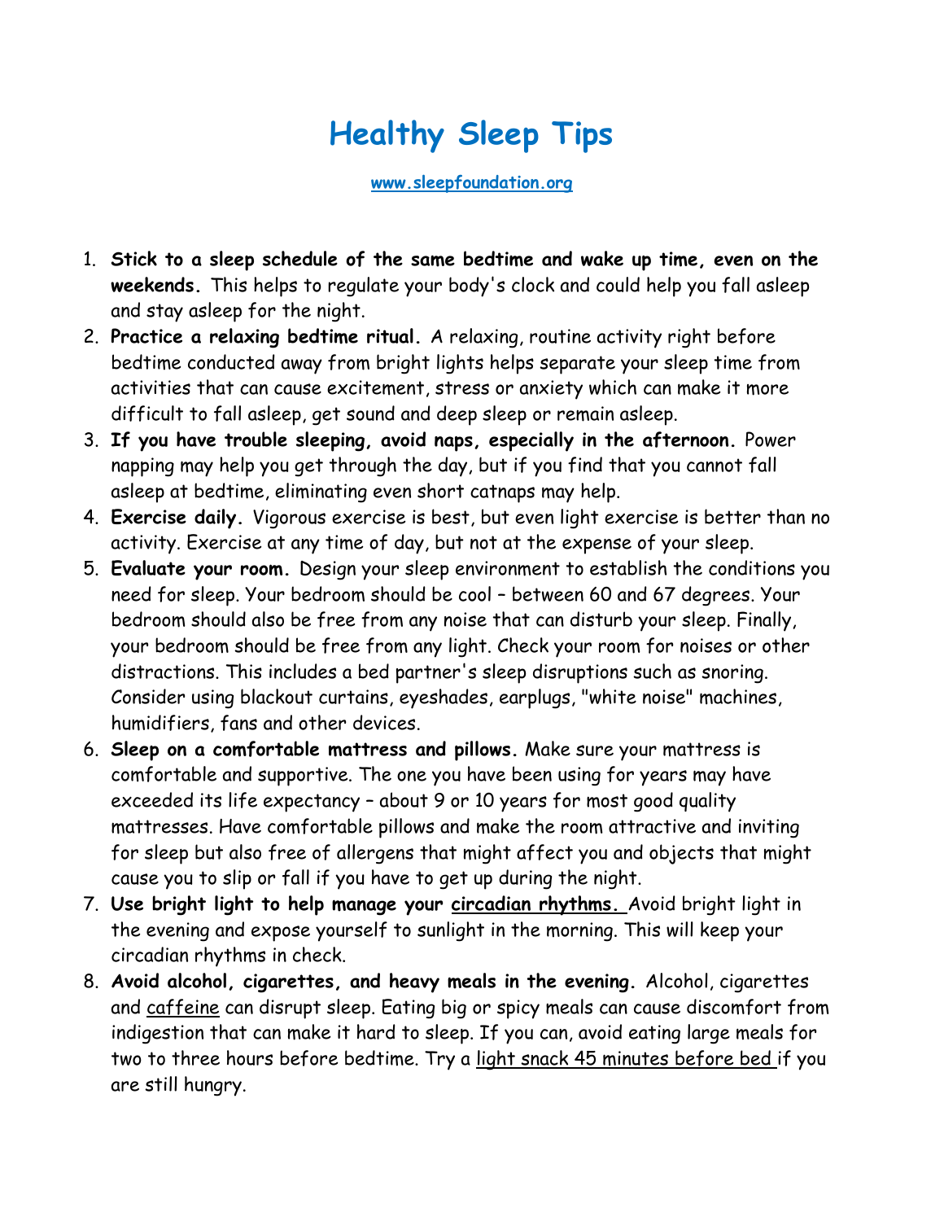# Healthy Sleep Tips

www.sleepfoundation.org

1. **Stick to a sleep schedule of the same bedtime and wake up time, even on the weekends.** This helps to regulate your body's clock and could help you fall asleep and stay asleep for the night.
2. **Practice a relaxing bedtime ritual.** A relaxing, routine activity right before bedtime conducted away from bright lights helps separate your sleep time from activities that can cause excitement, stress or anxiety which can make it more difficult to fall asleep, get sound and deep sleep or remain asleep.
3. **If you have trouble sleeping, avoid naps, especially in the afternoon.** Power napping may help you get through the day, but if you find that you cannot fall asleep at bedtime, eliminating even short catnaps may help.
4. **Exercise daily.** Vigorous exercise is best, but even light exercise is better than no activity. Exercise at any time of day, but not at the expense of your sleep.
5. **Evaluate your room.** Design your sleep environment to establish the conditions you need for sleep. Your bedroom should be cool – between 60 and 67 degrees. Your bedroom should also be free from any noise that can disturb your sleep. Finally, your bedroom should be free from any light. Check your room for noises or other distractions. This includes a bed partner's sleep disruptions such as snoring. Consider using blackout curtains, eyeshades, earplugs, "white noise" machines, humidifiers, fans and other devices.
6. **Sleep on a comfortable mattress and pillows.** Make sure your mattress is comfortable and supportive. The one you have been using for years may have exceeded its life expectancy – about 9 or 10 years for most good quality mattresses. Have comfortable pillows and make the room attractive and inviting for sleep but also free of allergens that might affect you and objects that might cause you to slip or fall if you have to get up during the night.
7. **Use bright light to help manage your circadian rhythms.** Avoid bright light in the evening and expose yourself to sunlight in the morning. This will keep your circadian rhythms in check.
8. **Avoid alcohol, cigarettes, and heavy meals in the evening.** Alcohol, cigarettes and caffeine can disrupt sleep. Eating big or spicy meals can cause discomfort from indigestion that can make it hard to sleep. If you can, avoid eating large meals for two to three hours before bedtime. Try a light snack 45 minutes before bed if you are still hungry.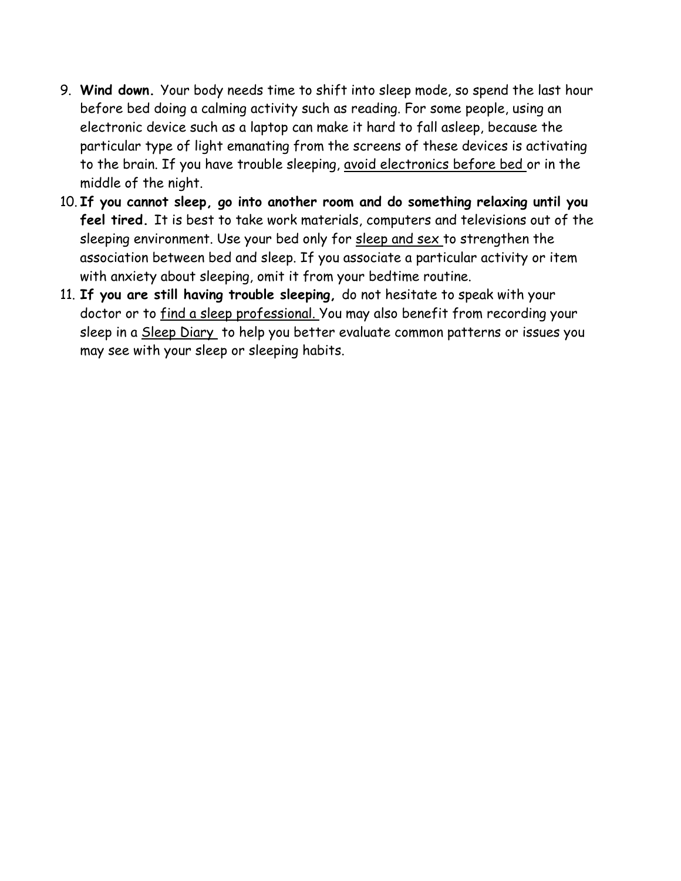9. **Wind down.** Your body needs time to shift into sleep mode, so spend the last hour before bed doing a calming activity such as reading. For some people, using an electronic device such as a laptop can make it hard to fall asleep, because the particular type of light emanating from the screens of these devices is activating to the brain. If you have trouble sleeping, avoid electronics before bed or in the middle of the night.
10. **If you cannot sleep, go into another room and do something relaxing until you feel tired.** It is best to take work materials, computers and televisions out of the sleeping environment. Use your bed only for sleep and sex to strengthen the association between bed and sleep. If you associate a particular activity or item with anxiety about sleeping, omit it from your bedtime routine.
11. **If you are still having trouble sleeping,** do not hesitate to speak with your doctor or to find a sleep professional. You may also benefit from recording your sleep in a Sleep Diary to help you better evaluate common patterns or issues you may see with your sleep or sleeping habits.